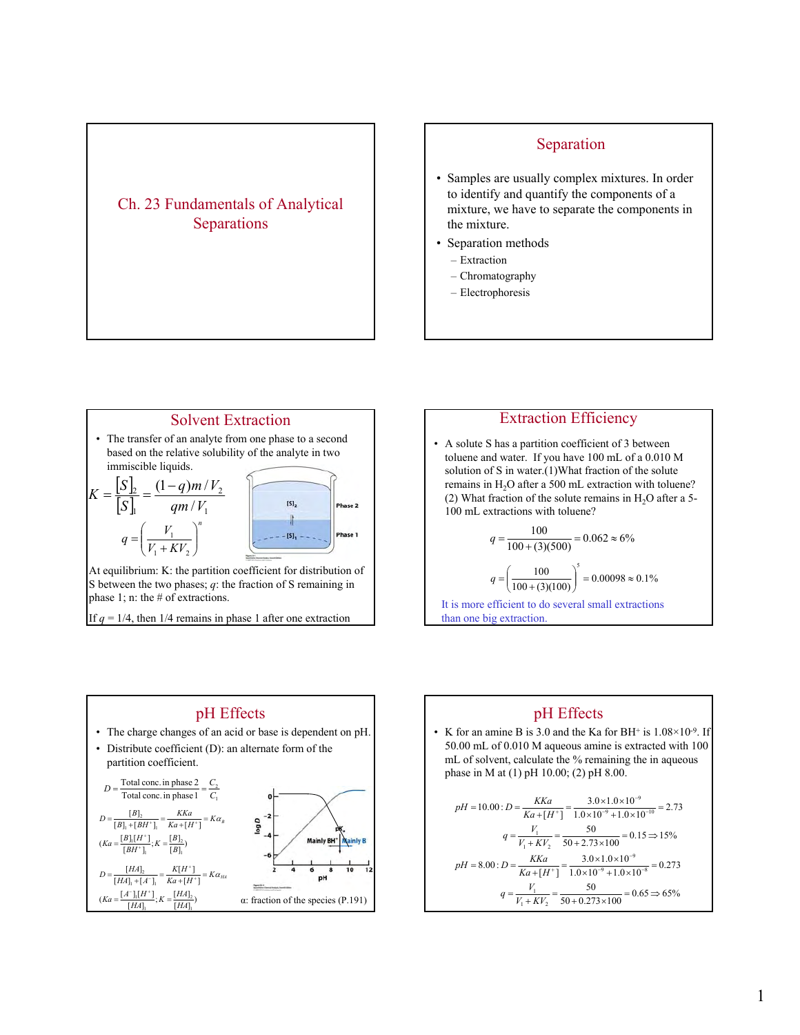# Ch. 23 Fundamentals of Analytical Separations

## Separation

- Samples are usually complex mixtures. In order to identify and quantify the components of a mixture, we have to separate the components in the mixture.
- Separation methods
  - Extraction
  - Chromatography
  - Electrophoresis

## Solvent Extraction

- The transfer of an analyte from one phase to a second based on the relative solubility of the analyte in two immiscible liquids.

$$K = \frac{[S]_2}{[S]_1} = \frac{(1-q)m/V_2}{qm/V_1}$$

$$q = \left(\frac{V_1}{V_1 + KV_2}\right)^n$$

At equilibrium: K: the partition coefficient for distribution of S between the two phases; $q$: the fraction of S remaining in phase 1; n: the # of extractions.

If $q$ = 1/4, then 1/4 remains in phase 1 after one extraction

## Extraction Efficiency

- A solute S has a partition coefficient of 3 between toluene and water. If you have 100 mL of a 0.010 M solution of S in water.(1)What fraction of the solute remains in $H_2O$ after a 500 mL extraction with toluene? (2) What fraction of the solute remains in $H_2O$ after a 5-100 mL extractions with toluene?

$$q = \frac{100}{100 + (3)(500)} = 0.062 \approx 6\%$$

$$q = \left(\frac{100}{100 + (3)(100)}\right)^5 = 0.00098 \approx 0.1\%$$

It is more efficient to do several small extractions than one big extraction.

## pH Effects

- The charge changes of an acid or base is dependent on pH.
- Distribute coefficient (D): an alternate form of the partition coefficient.

$$D = \frac{\text{Total conc. in phase 2}}{\text{Total conc. in phase 1}} = \frac{C_2}{C_1}$$

$$D = \frac{[B]_2}{[B]_1 + [BH^+]_1} = \frac{KKa}{Ka + [H^+]} = K\alpha_B$$

$$(Ka = \frac{[B]_1[H^+]}{[BH^+]_1}; K = \frac{[B]_2}{[B]_1})$$

$$D = \frac{[HA]_2}{[HA]_1 + [A^-]_1} = \frac{K[H^+]}{Ka + [H^+]} = K\alpha_{HA}$$

$$(Ka = \frac{[A^-]_1[H^+]}{[HA]_1}; K = \frac{[HA]_2}{[HA]_1})$$

α: fraction of the species (P.191)

## pH Effects

- K for an amine B is 3.0 and the Ka for $BH^+$ is $1.08\times10^{-9}$. If 50.00 mL of 0.010 M aqueous amine is extracted with 100 mL of solvent, calculate the % remaining in the aqueous phase in M at (1) pH 10.00; (2) pH 8.00.

$$pH = 10.00: D = \frac{KKa}{Ka + [H^+]} = \frac{3.0\times1.0\times10^{-9}}{1.0\times10^{-9} + 1.0\times10^{-10}} = 2.73$$

$$q = \frac{V_1}{V_1 + KV_2} = \frac{50}{50 + 2.73\times100} = 0.15 \Rightarrow 15\%$$

$$pH = 8.00: D = \frac{KKa}{Ka + [H^+]} = \frac{3.0\times1.0\times10^{-9}}{1.0\times10^{-9} + 1.0\times10^{-8}} = 0.273$$

$$q = \frac{V_1}{V_1 + KV_2} = \frac{50}{50 + 0.273\times100} = 0.65 \Rightarrow 65\%$$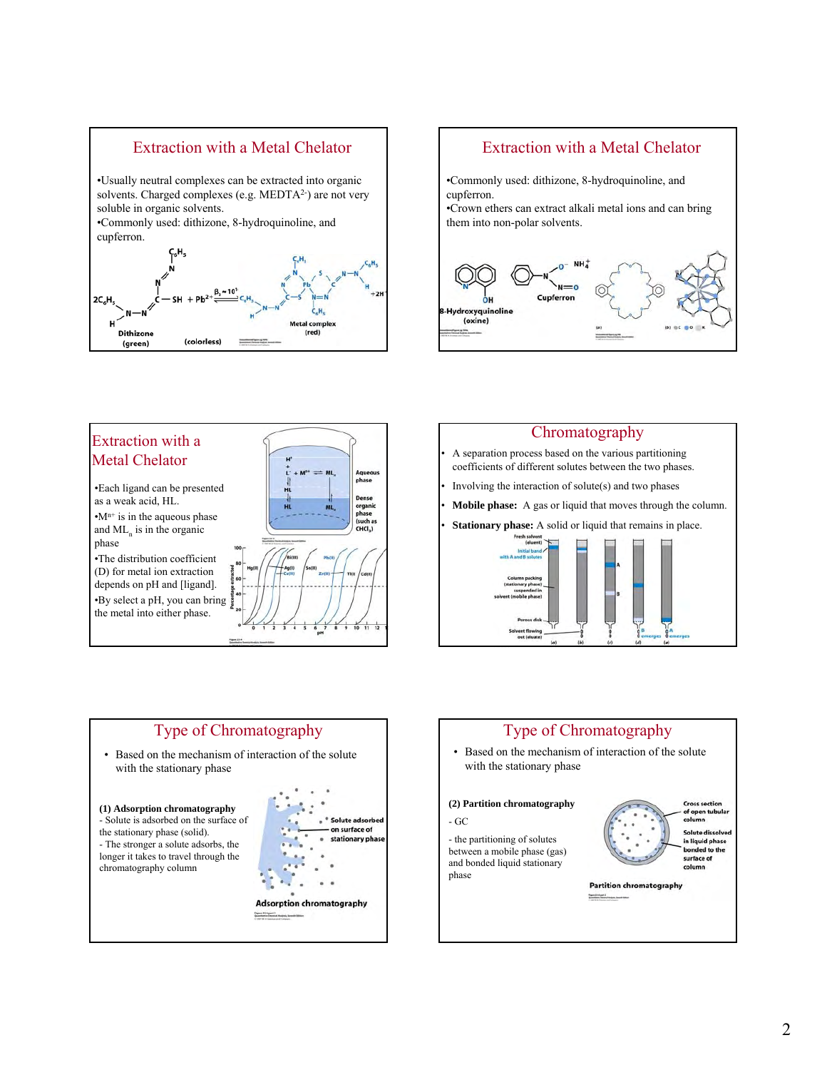## Extraction with a Metal Chelator

- Usually neutral complexes can be extracted into organic solvents. Charged complexes (e.g. $MEDTA^{2-}$) are not very soluble in organic solvents.
- Commonly used: dithizone, 8-hydroquinoline, and cupferron.

## Extraction with a Metal Chelator

- Commonly used: dithizone, 8-hydroquinoline, and cupferron.
- Crown ethers can extract alkali metal ions and can bring them into non-polar solvents.

## Extraction with a Metal Chelator

- Each ligand can be presented as a weak acid, HL.
- $M^{n+}$ is in the aqueous phase and $ML_n$ is in the organic phase
- The distribution coefficient (D) for metal ion extraction depends on pH and [ligand].
- By select a pH, you can bring the metal into either phase.

## Chromatography

- A separation process based on the various partitioning coefficients of different solutes between the two phases.
- Involving the interaction of solute(s) and two phases
- **Mobile phase:** A gas or liquid that moves through the column.
- **Stationary phase:** A solid or liquid that remains in place.

## Type of Chromatography

- Based on the mechanism of interaction of the solute with the stationary phase

**(1) Adsorption chromatography**

- Solute is adsorbed on the surface of the stationary phase (solid).
- The stronger a solute adsorbs, the longer it takes to travel through the chromatography column

## Type of Chromatography

- Based on the mechanism of interaction of the solute with the stationary phase

**(2) Partition chromatography**

- GC
- the partitioning of solutes between a mobile phase (gas) and bonded liquid stationary phase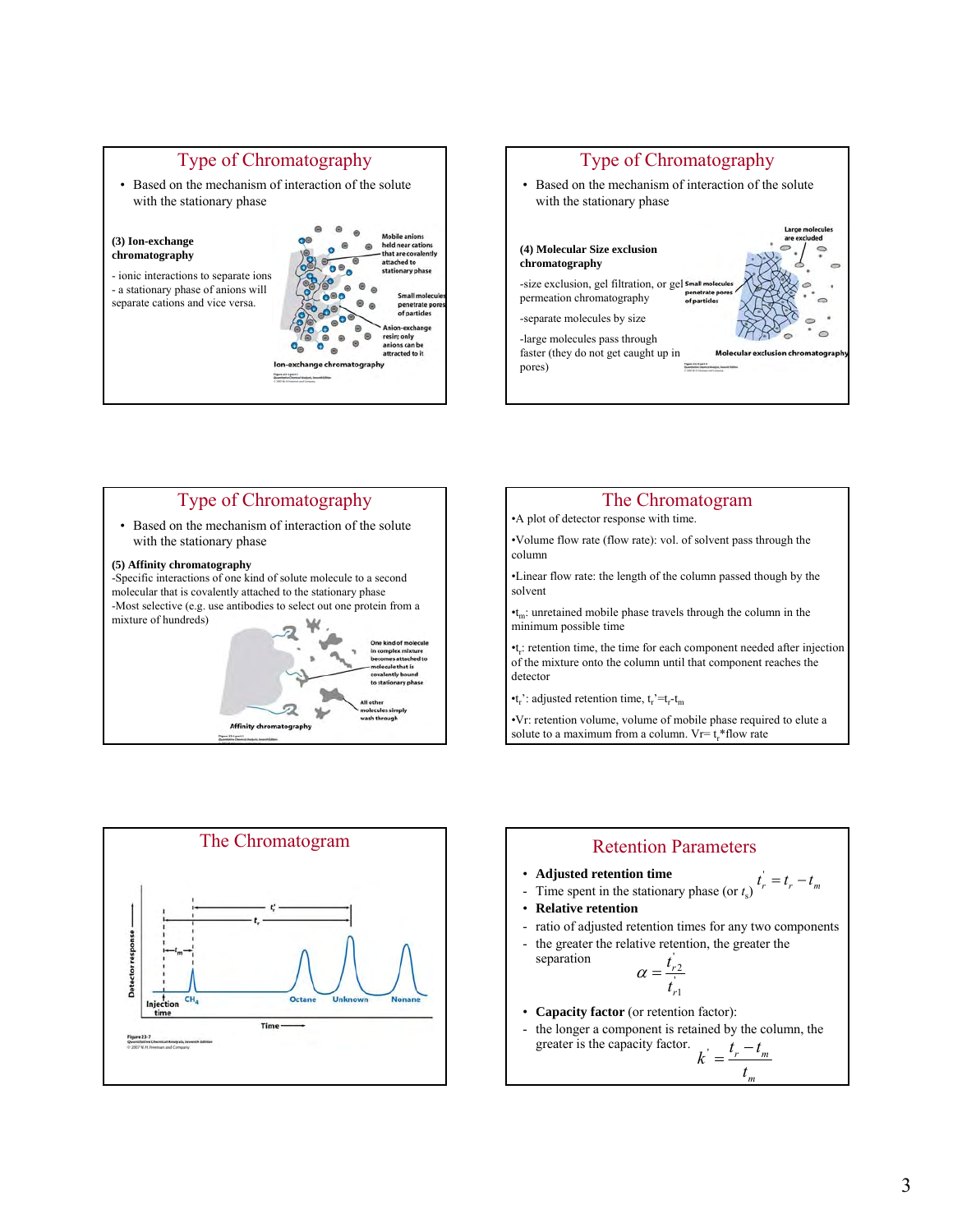## Type of Chromatography

- Based on the mechanism of interaction of the solute with the stationary phase

**(3) Ion-exchange chromatography**

- ionic interactions to separate ions
- a stationary phase of anions will separate cations and vice versa.

Mobile anions held near cations that are covalently attached to stationary phase

Small molecules penetrate pores of particles

Anion-exchange resin; only anions can be attracted to it

Ion-exchange chromatography

## Type of Chromatography

- Based on the mechanism of interaction of the solute with the stationary phase

**(4) Molecular Size exclusion chromatography**

-size exclusion, gel filtration, or gel permeation chromatography

-separate molecules by size

-large molecules pass through faster (they do not get caught up in pores)

Large molecules are excluded

Small molecules penetrate pores of particles

Molecular exclusion chromatography

## Type of Chromatography

- Based on the mechanism of interaction of the solute with the stationary phase

**(5) Affinity chromatography**

-Specific interactions of one kind of solute molecule to a second molecular that is covalently attached to the stationary phase

-Most selective (e.g. use antibodies to select out one protein from a mixture of hundreds)

One kind of molecule in complex mixture becomes attached to molecule that is covalently bound to stationary phase

All other molecules simply wash through

Affinity chromatography

## The Chromatogram

- A plot of detector response with time.
- Volume flow rate (flow rate): vol. of solvent pass through the column
- Linear flow rate: the length of the column passed though by the solvent
- $t_m$: unretained mobile phase travels through the column in the minimum possible time
- $t_r$: retention time, the time for each component needed after injection of the mixture onto the column until that component reaches the detector
- $t_r'$: adjusted retention time, $t_r'=t_r-t_m$
- Vr: retention volume, volume of mobile phase required to elute a solute to a maximum from a column. $Vr= t_r$*flow rate

## The Chromatogram

$t_r'$, $t_r$, $t_m$

Detector response

Injection time — $CH_4$ — Octane — Unknown — Nonane

Time

Figure 23-7

## Retention Parameters

- **Adjusted retention time** $t_r' = t_r - t_m$
- Time spent in the stationary phase (or $t_s$)
- **Relative retention**
- ratio of adjusted retention times for any two components
- the greater the relative retention, the greater the separation

$$\alpha = \frac{t_{r2}'}{t_{r1}'}$$

- **Capacity factor** (or retention factor):
- the longer a component is retained by the column, the greater is the capacity factor.

$$k' = \frac{t_r - t_m}{t_m}$$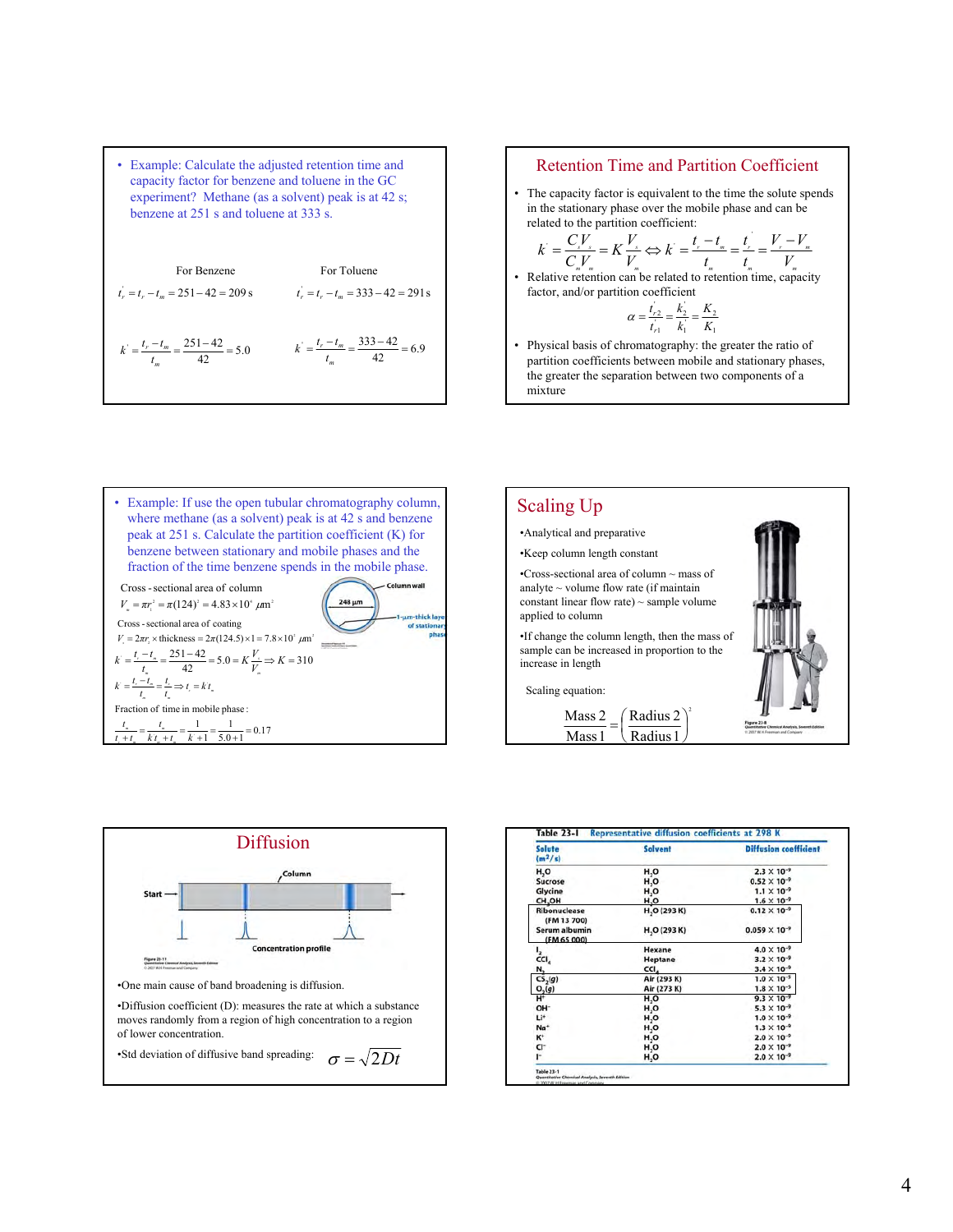- Example: Calculate the adjusted retention time and capacity factor for benzene and toluene in the GC experiment? Methane (as a solvent) peak is at 42 s; benzene at 251 s and toluene at 333 s.

For Benzene

$$t_r' = t_r - t_m = 251 - 42 = 209\text{ s}$$

$$k' = \frac{t_r - t_m}{t_m} = \frac{251-42}{42} = 5.0$$

For Toluene

$$t_r' = t_r - t_m = 333 - 42 = 291\text{ s}$$

$$k' = \frac{t_r - t_m}{t_m} = \frac{333-42}{42} = 6.9$$

## Retention Time and Partition Coefficient

- The capacity factor is equivalent to the time the solute spends in the stationary phase over the mobile phase and can be related to the partition coefficient:

$$k' = \frac{C_s V_s}{C_m V_m} = K\frac{V_s}{V_m} \Leftrightarrow k' = \frac{t_r - t_m}{t_m} = \frac{t_r'}{t_m} = \frac{V_r - V_m}{V_m}$$

- Relative retention can be related to retention time, capacity factor, and/or partition coefficient

$$\alpha = \frac{t_{r2}'}{t_{r1}'} = \frac{k_2'}{k_1'} = \frac{K_2}{K_1}$$

- Physical basis of chromatography: the greater the ratio of partition coefficients between mobile and stationary phases, the greater the separation between two components of a mixture

- Example: If use the open tubular chromatography column, where methane (as a solvent) peak is at 42 s and benzene peak at 251 s. Calculate the partition coefficient (K) for benzene between stationary and mobile phases and the fraction of the time benzene spends in the mobile phase.

Cross-sectional area of column

$$V_m = \pi r^2 = \pi(124)^2 = 4.83\times10^4\ \mu m^2$$

Cross-sectional area of coating

$$V_s = 2\pi r_c \times \text{thickness} = 2\pi(124.5)\times 1 = 7.8\times10^2\ \mu m^2$$

$$k' = \frac{t_r - t_m}{t_m} = \frac{251-42}{42} = 5.0 = K\frac{V_s}{V_m} \Rightarrow K = 310$$

$$k' = \frac{t_r - t_m}{t_m} = \frac{t_s}{t_m} \Rightarrow t_s = k't_m$$

Fraction of time in mobile phase:

$$\frac{t_m}{t_s + t_m} = \frac{t_m}{k't_m + t_m} = \frac{1}{k'+1} = \frac{1}{5.0+1} = 0.17$$

## Scaling Up

- Analytical and preparative
- Keep column length constant
- Cross-sectional area of column ~ mass of analyte ~ volume flow rate (if maintain constant linear flow rate) ~ sample volume applied to column
- If change the column length, then the mass of sample can be increased in proportion to the increase in length

Scaling equation:

$$\frac{\text{Mass 2}}{\text{Mass 1}} = \left(\frac{\text{Radius 2}}{\text{Radius 1}}\right)^2$$

Figure 23-8 Quantitative Chemical Analysis, Seventh Edition © 2007 W.H. Freeman and Company

## Diffusion

Figure 23-11 Quantitative Chemical Analysis, Seventh Edition © 2007 W.H. Freeman and Company

- One main cause of band broadening is diffusion.
- Diffusion coefficient (D): measures the rate at which a substance moves randomly from a region of high concentration to a region of lower concentration.
- Std deviation of diffusive band spreading: $\sigma = \sqrt{2Dt}$

**Table 23-1** Representative diffusion coefficients at 298 K

| Solute | Solvent | Diffusion coefficient ($m^2/s$) |
|---|---|---|
| $H_2O$ | $H_2O$ | $2.3\times10^{-9}$ |
| Sucrose | $H_2O$ | $0.52\times10^{-9}$ |
| Glycine | $H_2O$ | $1.1\times10^{-9}$ |
| $CH_3OH$ | $H_2O$ | $1.6\times10^{-9}$ |
| Ribonuclease (FM 13 700) | $H_2O$ (293 K) | $0.12\times10^{-9}$ |
| Serum albumin (FM 65 000) | $H_2O$ (293 K) | $0.059\times10^{-9}$ |
| $I_2$ | Hexane | $4.0\times10^{-9}$ |
| $CCl_4$ | Heptane | $3.2\times10^{-9}$ |
| $N_2$ | $CCl_4$ | $3.4\times10^{-9}$ |
| $CS_2(g)$ | Air (293 K) | $1.0\times10^{-5}$ |
| $O_2(g)$ | Air (273 K) | $1.8\times10^{-5}$ |
| $H^+$ | $H_2O$ | $9.3\times10^{-9}$ |
| $OH^-$ | $H_2O$ | $5.3\times10^{-9}$ |
| $Li^+$ | $H_2O$ | $1.0\times10^{-9}$ |
| $Na^+$ | $H_2O$ | $1.3\times10^{-9}$ |
| $K^+$ | $H_2O$ | $2.0\times10^{-9}$ |
| $Cl^-$ | $H_2O$ | $2.0\times10^{-9}$ |
| $I^-$ | $H_2O$ | $2.0\times10^{-9}$ |

Table 23-1 Quantitative Chemical Analysis, Seventh Edition © 2007 W.H. Freeman and Company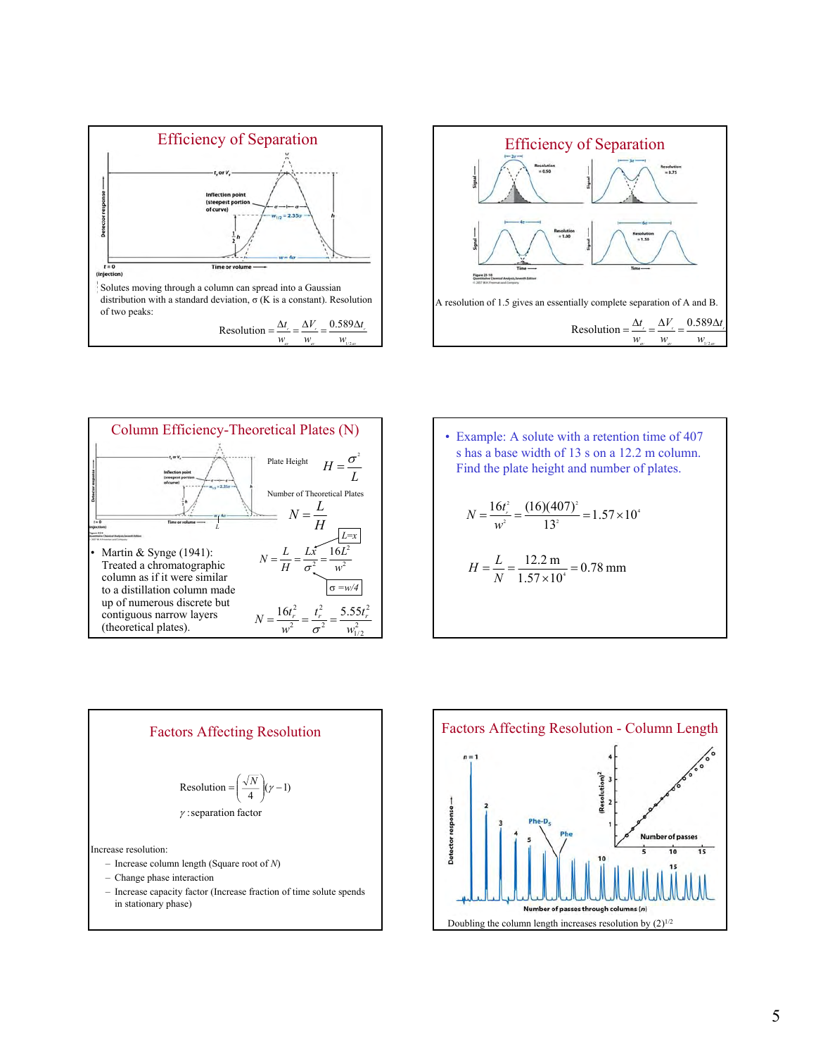## Efficiency of Separation

Solutes moving through a column can spread into a Gaussian distribution with a standard deviation, σ (K is a constant). Resolution of two peaks:

$$\text{Resolution} = \frac{\Delta t_r}{w_{av}} = \frac{\Delta V_r}{w_{av}} = \frac{0.589\Delta t_r}{w_{1/2av}}$$

## Efficiency of Separation

A resolution of 1.5 gives an essentially complete separation of A and B.

$$\text{Resolution} = \frac{\Delta t_r}{w_{av}} = \frac{\Delta V_r}{w_{av}} = \frac{0.589\Delta t_r}{w_{1/2av}}$$

## Column Efficiency-Theoretical Plates (N)

Plate Height $H = \frac{\sigma^2}{L}$

Number of Theoretical Plates $N = \frac{L}{H}$

- Martin & Synge (1941): Treated a chromatographic column as if it were similar to a distillation column made up of numerous discrete but contiguous narrow layers (theoretical plates).

$L = x$

$\sigma = w/4$

$$N = \frac{L}{H} = \frac{Lx}{\sigma^2} = \frac{16L^2}{w^2}$$

$$N = \frac{16t_r^2}{w^2} = \frac{t_r^2}{\sigma^2} = \frac{5.55t_r^2}{w_{1/2}^2}$$

- Example: A solute with a retention time of 407 s has a base width of 13 s on a 12.2 m column. Find the plate height and number of plates.

$$N = \frac{16t_r^2}{w^2} = \frac{(16)(407)^2}{13^2} = 1.57\times10^4$$

$$H = \frac{L}{N} = \frac{12.2\text{ m}}{1.57\times10^4} = 0.78\text{ mm}$$

## Factors Affecting Resolution

$$\text{Resolution} = \left(\frac{\sqrt{N}}{4}\right)(\gamma - 1)$$

$\gamma$ : separation factor

Increase resolution:

- Increase column length (Square root of $N$)
- Change phase interaction
- Increase capacity factor (Increase fraction of time solute spends in stationary phase)

## Factors Affecting Resolution - Column Length

Doubling the column length increases resolution by $(2)^{1/2}$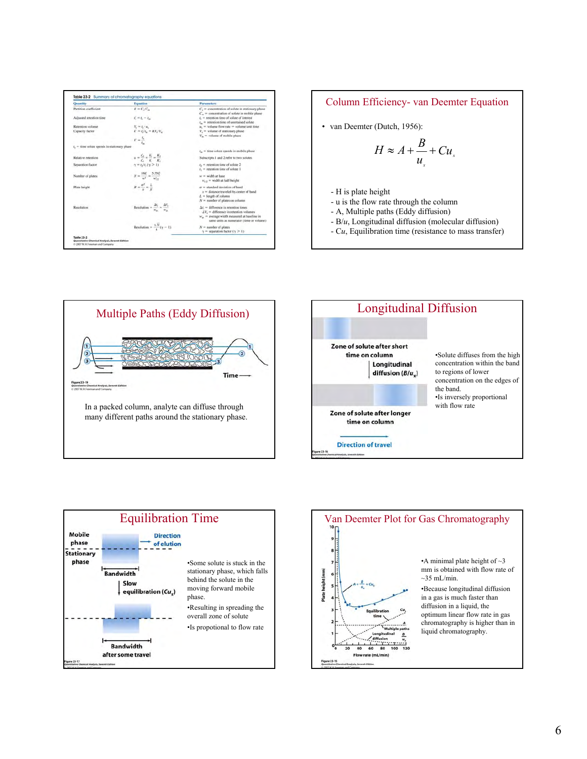## Table 23-2 Summary of chromatography equations

| Quantity | Equation | Parameters |
|---|---|---|
| Partition coefficient | $K = C_s/C_m$ | $C_s$ = concentration of solute in stationary phase; $C_m$ = concentration of solute in mobile phase |
| Adjusted retention time | $t_r' = t_r - t_m$ | $t_r$ = retention time of solute of interest; $t_m$ = retention time of unretained solute |
| Retention volume | $V_r = t_r \cdot u_v$ | $u_v$ = volume flow rate = volume/unit time |
| Capacity factor | $k' = t_r'/t_m = KV_s/V_m$ | $V_s$ = volume of stationary phase; $V_m$ = volume of mobile phase |
| | $k' = \frac{t_s}{t_m}$ | |
| $t_s$ = time solute spends in stationary phase | | $t_m$ = time solute spends in mobile phase |
| Relative retention | $\alpha = \frac{t_{r2}'}{t_{r1}'} = \frac{k_2'}{k_1'} = \frac{K_2}{K_1}$ | Subscripts 1 and 2 refer to two solutes |
| Separation factor | $\gamma = t_2/t_1 \ (\gamma > 1)$ | $t_2$ = retention time of solute 2; $t_1$ = retention time of solute 1 |
| Number of plates | $N = \frac{16 t_r^2}{w^2} = \frac{5.55 t_r^2}{w_{1/2}^2}$ | $w$ = width at base; $w_{1/2}$ = width at half height |
| Plate height | $H = \frac{\sigma^2}{x} = \frac{L}{N}$ | $\sigma$ = standard deviation of band; $x$ = distance traveled by center of band; $L$ = length of column; $N$ = number of plates on column |
| Resolution | $\text{Resolution} = \frac{\Delta t_r}{w_{av}} = \frac{\Delta V_r}{w_{av}}$ | $\Delta t_r$ = difference in retention times; $\Delta V_r$ = difference in retention volumes; $w_{av}$ = average width measured at baseline in same units as numerator (time or volume) |
| | $\text{Resolution} = \frac{\sqrt{N}}{4}(\gamma - 1)$ | $N$ = number of plates; $\gamma$ = separation factor ($\gamma > 1$) |

Table 23-2
*Quantitative Chemical Analysis, Seventh Edition*
© 2007 W. H. Freeman and Company

## Column Efficiency- van Deemter Equation

- van Deemter (Dutch, 1956):

$$H \approx A + \frac{B}{u_x} + Cu_x$$

- H is plate height
- u is the flow rate through the column
- A, Multiple paths (Eddy diffusion)
- B/u, Longitudinal diffusion (molecular diffusion)
- Cu, Equilibration time (resistance to mass transfer)

## Multiple Paths (Eddy Diffusion)

Figure 23-19
*Quantitative Chemical Analysis, Seventh Edition*
© 2007 W. H. Freeman and Company

In a packed column, analyte can diffuse through many different paths around the stationary phase.

## Longitudinal Diffusion

Zone of solute after short time on column

Longitudinal diffusion ($B/u_x$)

Zone of solute after longer time on column

Direction of travel

Figure 23-16
*Quantitative Chemical Analysis, Seventh Edition*

- Solute diffuses from the high concentration within the band to regions of lower concentration on the edges of the band.
- Is inversely proportional with flow rate

## Equilibration Time

Mobile phase / Stationary phase — Direction of elution

Bandwidth

Slow equilibration ($Cu_x$)

Bandwidth after some travel

Figure 23-17
*Quantitative Chemical Analysis, Seventh Edition*

- Some solute is stuck in the stationary phase, which falls behind the solute in the moving forward mobile phase.
- Resulting in spreading the overall zone of solute
- Is propotional to flow rate

## Van Deemter Plot for Gas Chromatography

Plate height (mm) vs. Flow rate (mL/min); curves: $A + \frac{B}{u_x} + Cu_x$, Equilibration time $Cu_x$, Multiple paths $A$, Longitudinal diffusion $\frac{B}{u_x}$

Figure 23-15
*Quantitative Chemical Analysis, Seventh Edition*
© 2007 W. H. Freeman and Company

- A minimal plate height of ~3 mm is obtained with flow rate of ~35 mL/min.
- Because longitudinal diffusion in a gas is much faster than diffusion in a liquid, the optimum linear flow rate in gas chromatography is higher than in liquid chromatography.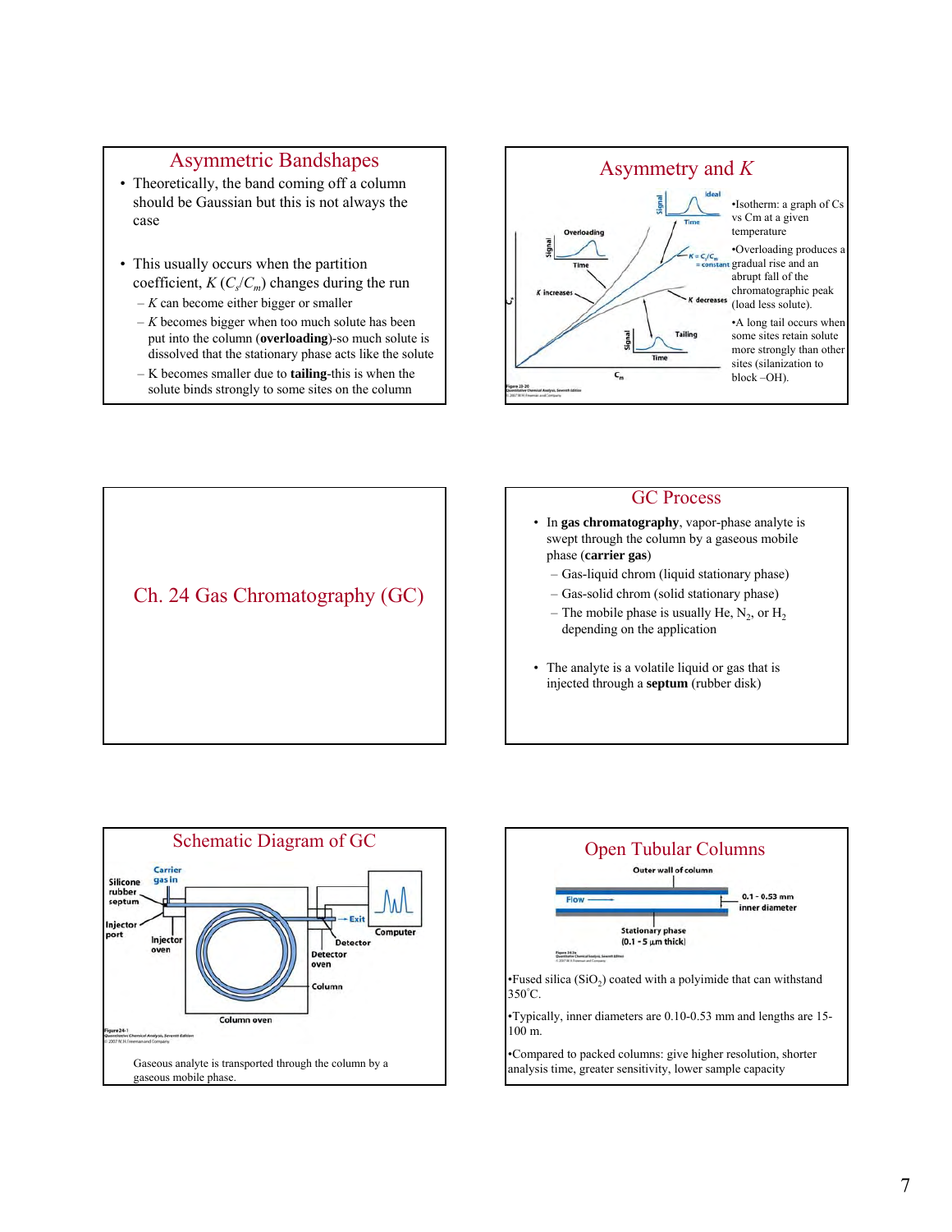## Asymmetric Bandshapes

- Theoretically, the band coming off a column should be Gaussian but this is not always the case
- This usually occurs when the partition coefficient, $K$ ($C_s/C_m$) changes during the run
  - $K$ can become either bigger or smaller
  - $K$ becomes bigger when too much solute has been put into the column (**overloading**)-so much solute is dissolved that the stationary phase acts like the solute
  - K becomes smaller due to **tailing**-this is when the solute binds strongly to some sites on the column

## Asymmetry and $K$

- Isotherm: a graph of Cs vs Cm at a given temperature
- Overloading produces a gradual rise and an abrupt fall of the chromatographic peak (load less solute).
- A long tail occurs when some sites retain solute more strongly than other sites (silanization to block –OH).

## Ch. 24 Gas Chromatography (GC)

## GC Process

- In **gas chromatography**, vapor-phase analyte is swept through the column by a gaseous mobile phase (**carrier gas**)
  - Gas-liquid chrom (liquid stationary phase)
  - Gas-solid chrom (solid stationary phase)
  - The mobile phase is usually He, $N_2$, or $H_2$ depending on the application
- The analyte is a volatile liquid or gas that is injected through a **septum** (rubber disk)

## Schematic Diagram of GC

Gaseous analyte is transported through the column by a gaseous mobile phase.

## Open Tubular Columns

- Fused silica ($SiO_2$) coated with a polyimide that can withstand 350°C.
- Typically, inner diameters are 0.10-0.53 mm and lengths are 15-100 m.
- Compared to packed columns: give higher resolution, shorter analysis time, greater sensitivity, lower sample capacity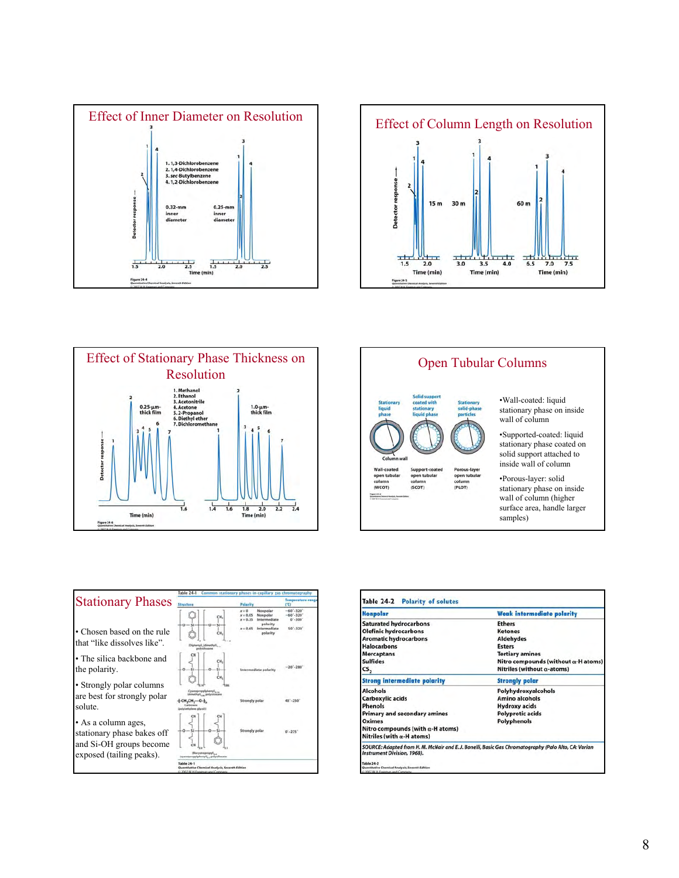## Effect of Inner Diameter on Resolution

1. 1,3-Dichlorobenzene
2. 1,4-Dichlorobenzene
3. sec-Butylbenzene
4. 1,2-Dichlorobenzene

0.32-mm inner diameter — 0.25-mm inner diameter

Detector response — Time (min)

Figure 24-4 *Quantitative Chemical Analysis, Seventh Edition* © 2007 W. H. Freeman and Company

## Effect of Column Length on Resolution

15 m — 30 m — 60 m

Detector response — Time (min)

Figure 24-5 *Quantitative Chemical Analysis, Seventh Edition* © 2007 W. H. Freeman and Company

## Effect of Stationary Phase Thickness on Resolution

1. Methanol
2. Ethanol
3. Acetonitrile
4. Acetone
5. 2-Propanol
6. Diethyl ether
7. Dichloromethane

0.25-µm-thick film — 1.0-µm-thick film

Detector response — Time (min)

Figure 24-6 *Quantitative Chemical Analysis, Seventh Edition* © 2007 W. H. Freeman and Company

## Open Tubular Columns

Stationary liquid phase — Column wall — Wall-coated open tubular column (WCOT)

Solid support coated with stationary liquid phase — Support-coated open tubular column (SCOT)

Stationary solid-phase particles — Porous-layer open tubular column (PLOT)

- Wall-coated: liquid stationary phase on inside wall of column
- Supported-coated: liquid stationary phase coated on solid support attached to inside wall of column
- Porous-layer: solid stationary phase on inside wall of column (higher surface area, handle larger samples)

## Stationary Phases

- Chosen based on the rule that "like dissolves like".
- The silica backbone and the polarity.
- Strongly polar columns are best for strongly polar solute.
- As a column ages, stationary phase bakes off and Si-OH groups become exposed (tailing peaks).

Table 24-1 Common stationary phases in capillary gas chromatography

| Structure | Polarity | Temperature range (°C) |
|---|---|---|
| (Diphenyl)$_x$(dimethyl)$_{1-x}$ polysiloxane | $x = 0$ Nonpolar<br>$x = 0.05$ Nonpolar<br>$x = 0.35$ Intermediate polarity<br>$x = 0.65$ Intermediate polarity | −60°–320°<br>−60°–320°<br>0°–300°<br>50°–370° |
| (Cyanopropylphenyl)$_{0.14}$(dimethyl)$_{0.86}$ polysiloxane | Intermediate polarity | −20°–280° |
| Carbowax (poly(ethylene glycol)) $-[CH_2CH_2-O]_n-$ | Strongly polar | 40°–250° |
| (Biscyanopropyl)$_{0.9}$(cyanopropylphenyl)$_{0.1}$ polysiloxane | Strongly polar | 0°–275° |

Table 24-1 *Quantitative Chemical Analysis, Seventh Edition* © 2007 W. H. Freeman and Company

Table 24-2 Polarity of solutes

| Nonpolar | Weak intermediate polarity |
|---|---|
| Saturated hydrocarbons | Ethers |
| Olefinic hydrocarbons | Ketones |
| Aromatic hydrocarbons | Aldehydes |
| Halocarbons | Esters |
| Mercaptans | Tertiary amines |
| Sulfides | Nitro compounds (without α-H atoms) |
| $CS_2$ | Nitriles (without α-atoms) |
| **Strong intermediate polarity** | **Strongly polar** |
| Alcohols | Polyhydroxyalcohols |
| Carboxylic acids | Amino alcohols |
| Phenols | Hydroxy acids |
| Primary and secondary amines | Polyprotic acids |
| Oximes | Polyphenols |
| Nitro compounds (with α-H atoms) | |
| Nitriles (with α-H atoms) | |

SOURCE: Adapted from H. M. McNair and E. J. Bonelli, *Basic Gas Chromatography* (Palo Alto, CA: Varian Instrument Division, 1968).

Table 24-2 *Quantitative Chemical Analysis, Seventh Edition* © 2007 W. H. Freeman and Company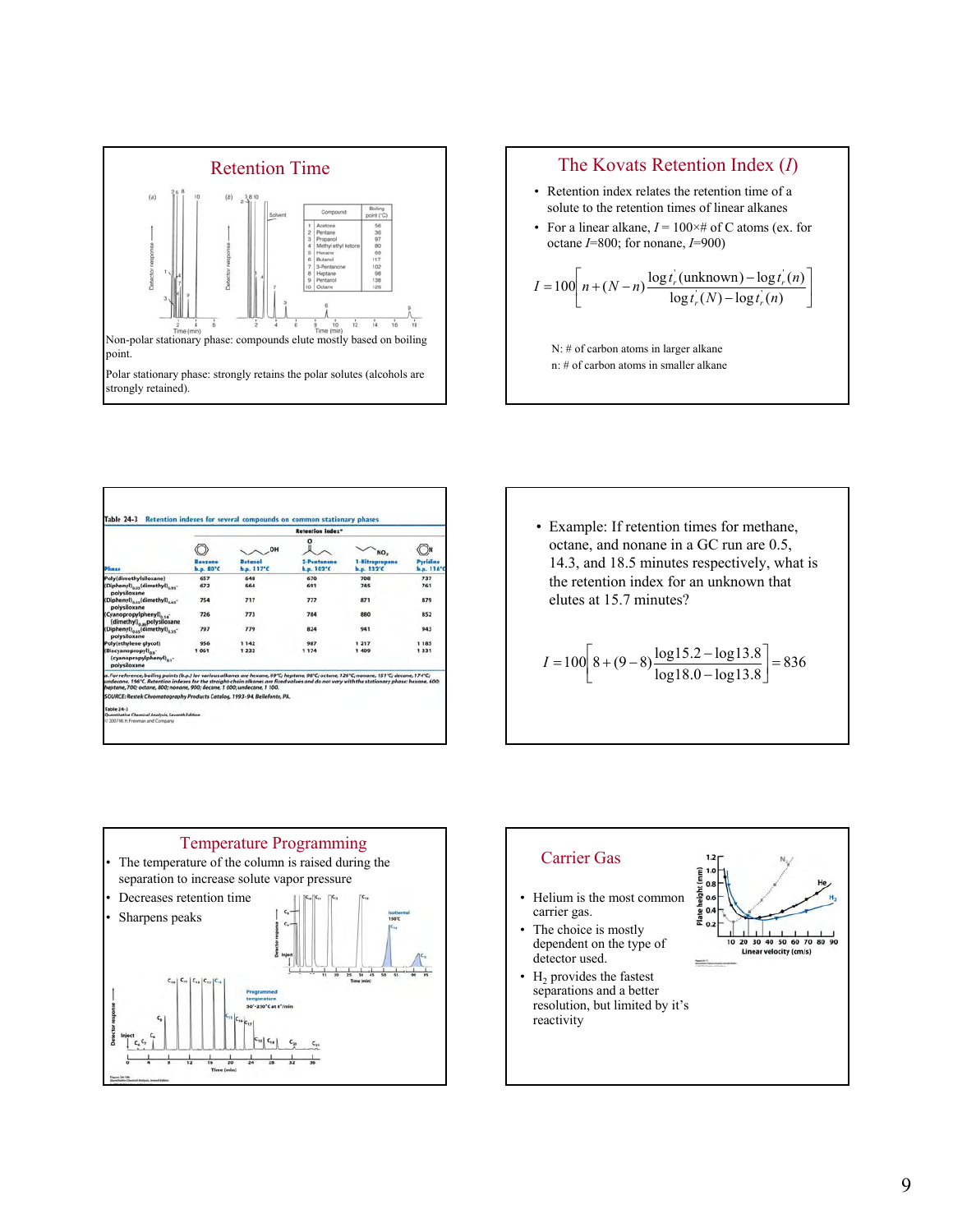## Retention Time

Non-polar stationary phase: compounds elute mostly based on boiling point.

Polar stationary phase: strongly retains the polar solutes (alcohols are strongly retained).

| | Compound | Boiling point (°C) |
|---|---|---|
| 1 | Acetone | 56 |
| 2 | Pentane | 36 |
| 3 | Propanol | 97 |
| 4 | Methyl ethyl ketone | 80 |
| 5 | Hexane | 69 |
| 6 | Butanol | 117 |
| 7 | 3-Pentanone | 102 |
| 8 | Heptane | 98 |
| 9 | Pentanol | 138 |
| 10 | Octane | 126 |

## The Kovats Retention Index ($I$)

- Retention index relates the retention time of a solute to the retention times of linear alkanes
- For a linear alkane, $I$ = 100× # of C atoms (ex. for octane $I$=800; for nonane, $I$=900)

$$I = 100\left[ n + (N-n)\frac{\log t_r'(\text{unknown}) - \log t_r'(n)}{\log t_r'(N) - \log t_r'(n)} \right]$$

N: # of carbon atoms in larger alkane
n: # of carbon atoms in smaller alkane

Table 24-3 Retention indexes for several compounds on common stationary phases

| Phase | Benzene b.p. 80°C | Butanol b.p. 117°C | 2-Pentanone b.p. 102°C | 1-Nitropropane b.p. 132°C | Pyridine b.p. 116°C |
|---|---|---|---|---|---|
| Poly(dimethylsiloxane) | 657 | 648 | 670 | 708 | 737 |
| (Diphenyl)$_{0.05}$(dimethyl)$_{0.95}$-polysiloxane | 672 | 664 | 691 | 745 | 761 |
| (Diphenyl)$_{0.35}$(dimethyl)$_{0.65}$-polysiloxane | 754 | 717 | 777 | 871 | 879 |
| (Cyanopropylphenyl)$_{0.14}$-(dimethyl)$_{0.86}$polysiloxane | 726 | 773 | 784 | 880 | 852 |
| (Diphenyl)$_{0.65}$(dimethyl)$_{0.35}$-polysiloxane | 797 | 779 | 824 | 941 | 943 |
| Poly(ethylene glycol) | 956 | 1 142 | 987 | 1 217 | 1 185 |
| (Biscyanopropyl)$_{0.9}$-(cyanopropylphenyl)$_{0.1}$-polysiloxane | 1 061 | 1 232 | 1 174 | 1 409 | 1 331 |

a. For reference, boiling points (b.p.) for various alkanes are hexane, 69°C; heptane, 98°C; octane, 126°C; nonane, 151°C; decane, 174°C; undecane, 196°C. Retention indexes for the straight-chain alkanes are fixed values and do not vary with the stationary phase: hexane, 600; heptane, 700; octane, 800; nonane, 900; decane, 1 000; undecane, 1 100.

SOURCE: Restek Chromatography Products Catalog, 1993-94, Bellefonte, PA.

- Example: If retention times for methane, octane, and nonane in a GC run are 0.5, 14.3, and 18.5 minutes respectively, what is the retention index for an unknown that elutes at 15.7 minutes?

$$I = 100\left[ 8 + (9-8)\frac{\log 15.2 - \log 13.8}{\log 18.0 - \log 13.8} \right] = 836$$

## Temperature Programming

- The temperature of the column is raised during the separation to increase solute vapor pressure
- Decreases retention time
- Sharpens peaks

## Carrier Gas

- Helium is the most common carrier gas.
- The choice is mostly dependent on the type of detector used.
- $H_2$ provides the fastest separations and a better resolution, but limited by it's reactivity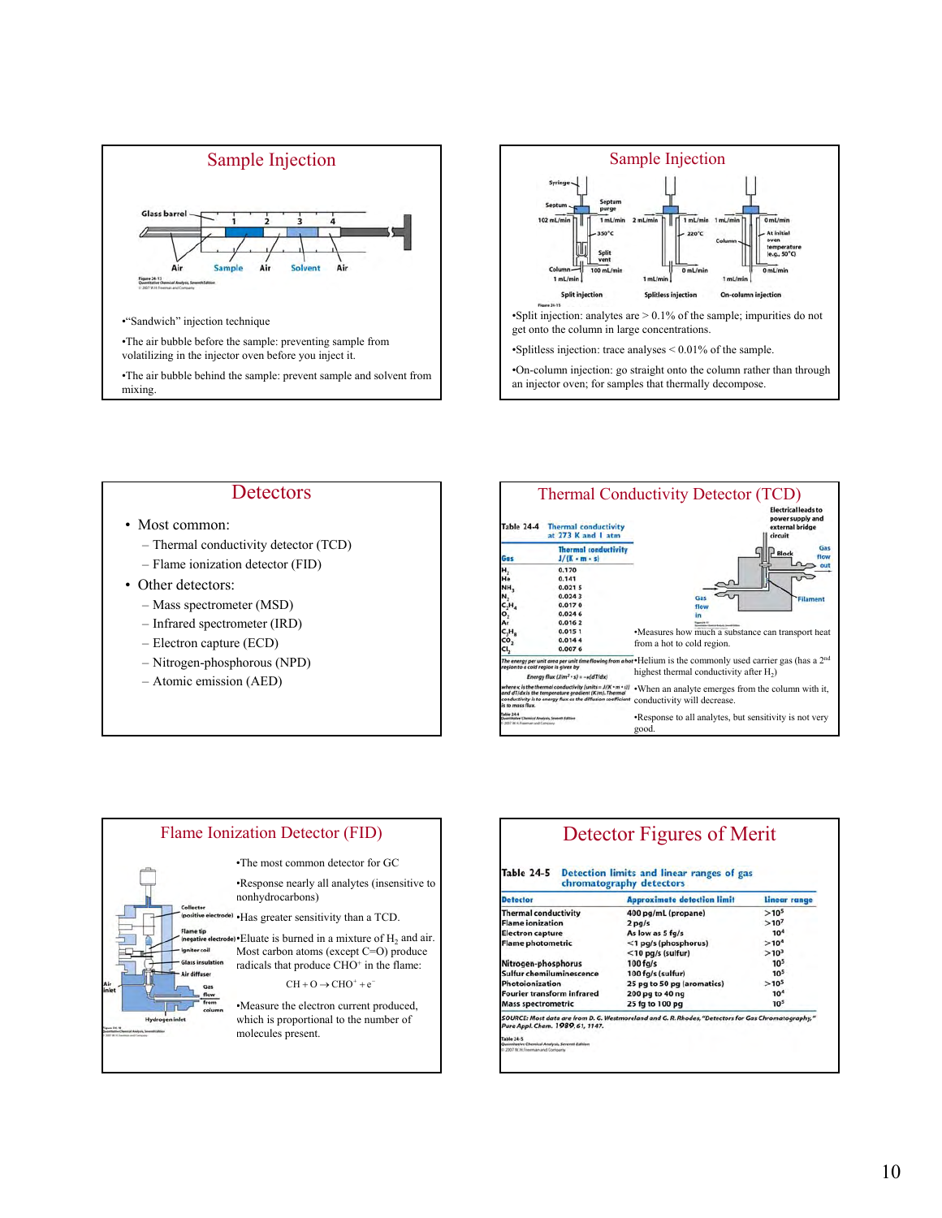## Sample Injection

Glass barrel

1 2 3 4

Air Sample Air Solvent Air

Figure 24-13
Quantitative Chemical Analysis, Seventh Edition
© 2007 W. H. Freeman and Company

•"Sandwich" injection technique

•The air bubble before the sample: preventing sample from volatilizing in the injector oven before you inject it.

•The air bubble behind the sample: prevent sample and solvent from mixing.

## Sample Injection

Syringe, Septum, Septum purge, 102 mL/min, 1 mL/min, 350°C, Split vent, Column, 1 mL/min, 100 mL/min

2 mL/min, 1 mL/min, 220°C, 0 mL/min, 1 mL/min

1 mL/min, 0 mL/min, Column, At initial oven temperature (e.g., 50°C), 0 mL/min, 1 mL/min

Split injection | Splitless injection | On-column injection

Figure 24-15

•Split injection: analytes are > 0.1% of the sample; impurities do not get onto the column in large concentrations.

•Splitless injection: trace analyses < 0.01% of the sample.

•On-column injection: go straight onto the column rather than through an injector oven; for samples that thermally decompose.

## Detectors

- Most common:
  - Thermal conductivity detector (TCD)
  - Flame ionization detector (FID)
- Other detectors:
  - Mass spectrometer (MSD)
  - Infrared spectrometer (IRD)
  - Electron capture (ECD)
  - Nitrogen-phosphorous (NPD)
  - Atomic emission (AED)

## Thermal Conductivity Detector (TCD)

Table 24-4 Thermal conductivity at 273 K and 1 atm

| Gas | Thermal conductivity $J/(K \cdot m \cdot s)$ |
|---|---|
| $H_2$ | 0.170 |
| He | 0.141 |
| $NH_3$ | 0.021 5 |
| $N_2$ | 0.024 3 |
| $C_2H_4$ | 0.017 0 |
| $O_2$ | 0.024 6 |
| Ar | 0.016 2 |
| $C_3H_8$ | 0.015 1 |
| $CO_2$ | 0.014 4 |
| $Cl_2$ | 0.007 6 |

The energy per unit area per unit time flowing from a hot region to a cold region is given by

Energy flux $(J/m^2 \cdot s) = -\kappa(dT/dx)$

where $\kappa$ is the thermal conductivity (units = $J/(K \cdot m \cdot s)$) and $dT/dx$ is the temperature gradient (K/m). Thermal conductivity is to energy flux as the diffusion coefficient is to mass flux.

Table 24-4
Quantitative Chemical Analysis, Seventh Edition
© 2007 W. H. Freeman and Company

Electrical leads to power supply and external bridge circuit

Block, Gas flow out, Filament, Gas flow in

•Measures how much a substance can transport heat from a hot to cold region.

•Helium is the commonly used carrier gas (has a 2nd highest thermal conductivity after $H_2$)

•When an analyte emerges from the column with it, conductivity will decrease.

•Response to all analytes, but sensitivity is not very good.

## Flame Ionization Detector (FID)

Collector (positive electrode), Flame tip (negative electrode), Igniter coil, Glass insulation, Air diffuser, Air inlet, Gas flow from column, Hydrogen inlet

Figure 24-16
Quantitative Chemical Analysis, Seventh Edition
© 2007 W. H. Freeman and Company

•The most common detector for GC

•Response nearly all analytes (insensitive to nonhydrocarbons)

•Has greater sensitivity than a TCD.

•Eluate is burned in a mixture of $H_2$ and air. Most carbon atoms (except C=O) produce radicals that produce $CHO^+$ in the flame:

$$CH + O \rightarrow CHO^+ + e^-$$

•Measure the electron current produced, which is proportional to the number of molecules present.

## Detector Figures of Merit

Table 24-5 Detection limits and linear ranges of gas chromatography detectors

| Detector | Approximate detection limit | Linear range |
|---|---|---|
| Thermal conductivity | 400 pg/mL (propane) | $>10^5$ |
| Flame ionization | 2 pg/s | $>10^7$ |
| Electron capture | As low as 5 fg/s | $10^4$ |
| Flame photometric | <1 pg/s (phosphorus) | $>10^4$ |
| | <10 pg/s (sulfur) | $>10^3$ |
| Nitrogen-phosphorus | 100 fg/s | $10^5$ |
| Sulfur chemiluminescence | 100 fg/s (sulfur) | $10^5$ |
| Photoionization | 25 pg to 50 pg (aromatics) | $>10^5$ |
| Fourier transform infrared | 200 pg to 40 ng | $10^4$ |
| Mass spectrometric | 25 fg to 100 pg | $10^5$ |

SOURCE: Most data are from D. G. Westmoreland and G. R. Rhodes, "Detectors for Gas Chromatography," Pure Appl. Chem. 1989, 61, 1147.

Table 24-5
Quantitative Chemical Analysis, Seventh Edition
© 2007 W. H. Freeman and Company